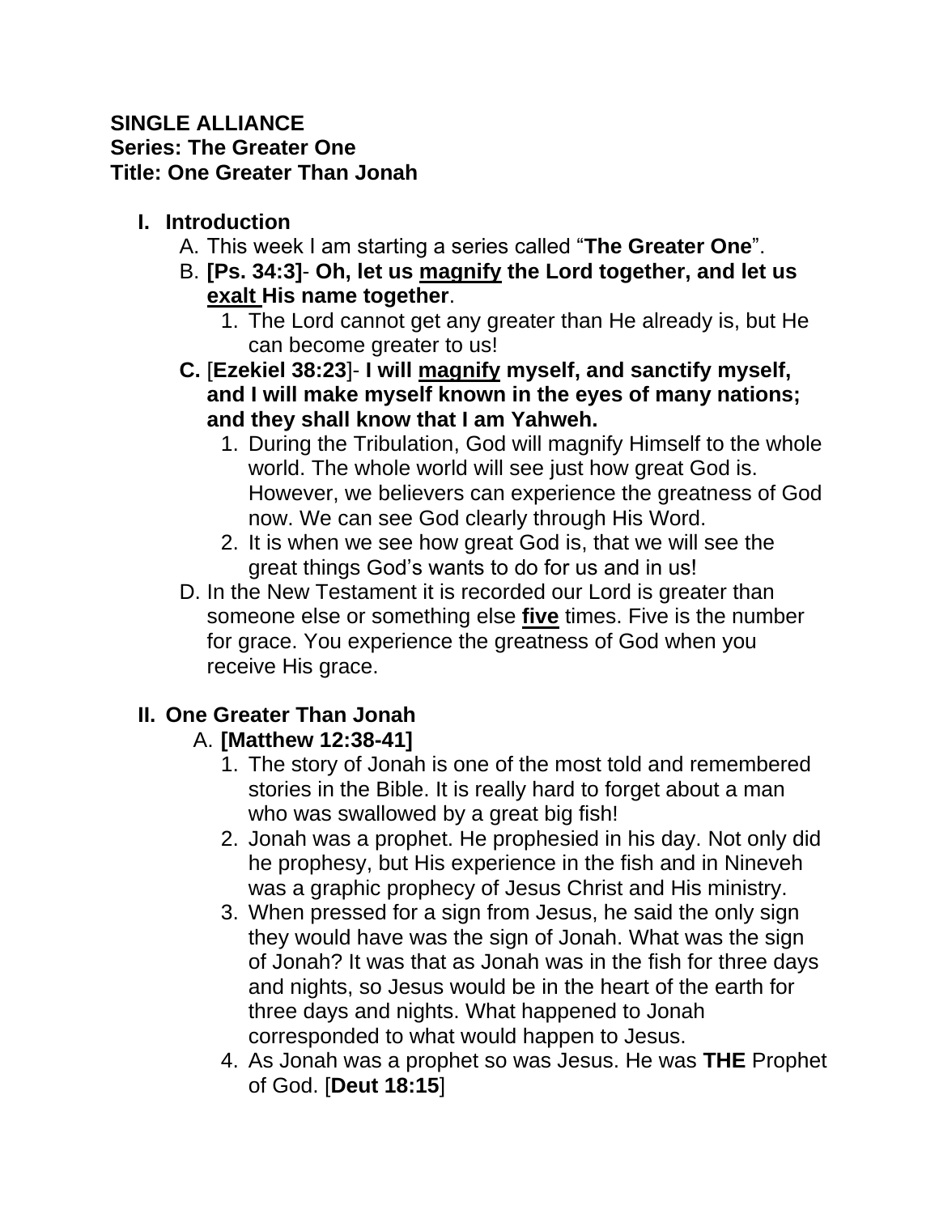**SINGLE ALLIANCE**
**Series: The Greater One**
**Title: One Greater Than Jonah**

## I. Introduction

A. This week I am starting a series called "**The Greater One**".

B. **[Ps. 34:3]**- **Oh, let us <u>magnify</u> the Lord together, and let us <u>exalt</u> His name together**.

   1. The Lord cannot get any greater than He already is, but He can become greater to us!

**C.** [**Ezekiel 38:23**]- **I will <u>magnify</u> myself, and sanctify myself, and I will make myself known in the eyes of many nations; and they shall know that I am Yahweh.**

   1. During the Tribulation, God will magnify Himself to the whole world. The whole world will see just how great God is. However, we believers can experience the greatness of God now. We can see God clearly through His Word.
   2. It is when we see how great God is, that we will see the great things God's wants to do for us and in us!

D. In the New Testament it is recorded our Lord is greater than someone else or something else **<u>five</u>** times. Five is the number for grace. You experience the greatness of God when you receive His grace.

## II. One Greater Than Jonah

A. **[Matthew 12:38-41]**

   1. The story of Jonah is one of the most told and remembered stories in the Bible. It is really hard to forget about a man who was swallowed by a great big fish!
   2. Jonah was a prophet. He prophesied in his day. Not only did he prophesy, but His experience in the fish and in Nineveh was a graphic prophecy of Jesus Christ and His ministry.
   3. When pressed for a sign from Jesus, he said the only sign they would have was the sign of Jonah. What was the sign of Jonah? It was that as Jonah was in the fish for three days and nights, so Jesus would be in the heart of the earth for three days and nights. What happened to Jonah corresponded to what would happen to Jesus.
   4. As Jonah was a prophet so was Jesus. He was **THE** Prophet of God. [**Deut 18:15**]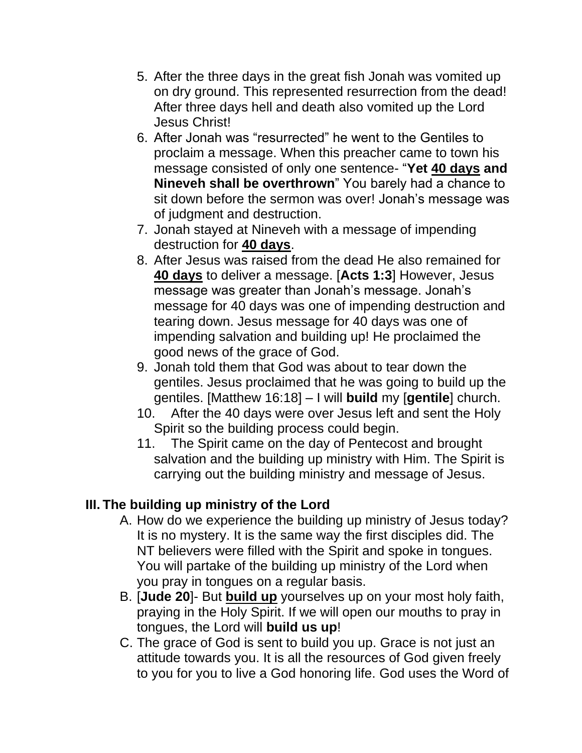5. After the three days in the great fish Jonah was vomited up on dry ground. This represented resurrection from the dead! After three days hell and death also vomited up the Lord Jesus Christ!
6. After Jonah was "resurrected" he went to the Gentiles to proclaim a message. When this preacher came to town his message consisted of only one sentence- "**Yet <u>40 days</u> and Nineveh shall be overthrown**" You barely had a chance to sit down before the sermon was over! Jonah's message was of judgment and destruction.
7. Jonah stayed at Nineveh with a message of impending destruction for **<u>40 days</u>**.
8. After Jesus was raised from the dead He also remained for **<u>40 days</u>** to deliver a message. [**Acts 1:3**] However, Jesus message was greater than Jonah's message. Jonah's message for 40 days was one of impending destruction and tearing down. Jesus message for 40 days was one of impending salvation and building up! He proclaimed the good news of the grace of God.
9. Jonah told them that God was about to tear down the gentiles. Jesus proclaimed that he was going to build up the gentiles. [Matthew 16:18] – I will **build** my [**gentile**] church.
10. After the 40 days were over Jesus left and sent the Holy Spirit so the building process could begin.
11. The Spirit came on the day of Pentecost and brought salvation and the building up ministry with Him. The Spirit is carrying out the building ministry and message of Jesus.

## III. The building up ministry of the Lord

A. How do we experience the building up ministry of Jesus today? It is no mystery. It is the same way the first disciples did. The NT believers were filled with the Spirit and spoke in tongues. You will partake of the building up ministry of the Lord when you pray in tongues on a regular basis.

B. [**Jude 20**]- But **<u>build up</u>** yourselves up on your most holy faith, praying in the Holy Spirit. If we will open our mouths to pray in tongues, the Lord will **build us up**!

C. The grace of God is sent to build you up. Grace is not just an attitude towards you. It is all the resources of God given freely to you for you to live a God honoring life. God uses the Word of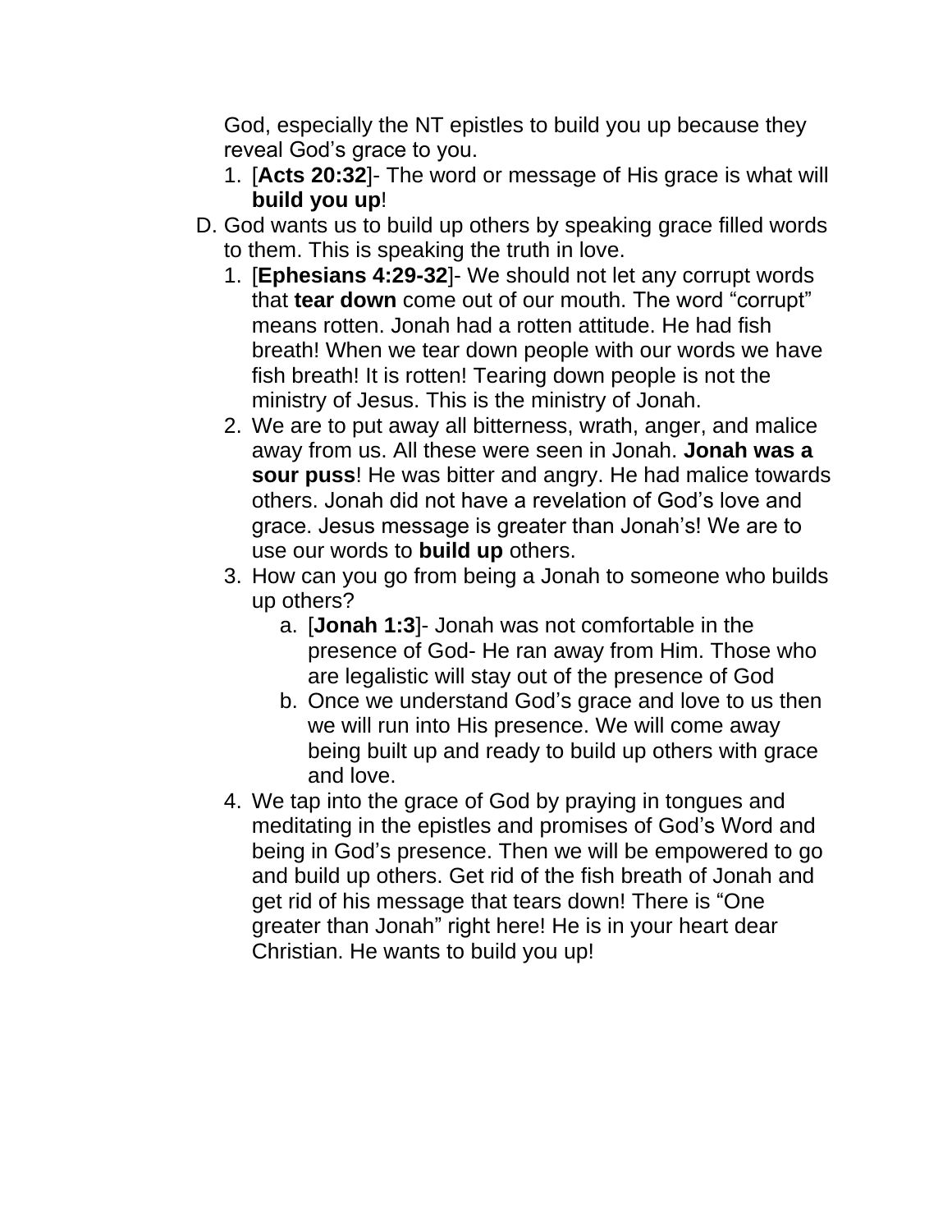God, especially the NT epistles to build you up because they reveal God's grace to you.

1. [**Acts 20:32**]- The word or message of His grace is what will **build you up**!

D. God wants us to build up others by speaking grace filled words to them. This is speaking the truth in love.

1. [**Ephesians 4:29-32**]- We should not let any corrupt words that **tear down** come out of our mouth. The word "corrupt" means rotten. Jonah had a rotten attitude. He had fish breath! When we tear down people with our words we have fish breath! It is rotten! Tearing down people is not the ministry of Jesus. This is the ministry of Jonah.
2. We are to put away all bitterness, wrath, anger, and malice away from us. All these were seen in Jonah. **Jonah was a sour puss**! He was bitter and angry. He had malice towards others. Jonah did not have a revelation of God's love and grace. Jesus message is greater than Jonah's! We are to use our words to **build up** others.
3. How can you go from being a Jonah to someone who builds up others?
   a. [**Jonah 1:3**]- Jonah was not comfortable in the presence of God- He ran away from Him. Those who are legalistic will stay out of the presence of God
   b. Once we understand God's grace and love to us then we will run into His presence. We will come away being built up and ready to build up others with grace and love.
4. We tap into the grace of God by praying in tongues and meditating in the epistles and promises of God's Word and being in God's presence. Then we will be empowered to go and build up others. Get rid of the fish breath of Jonah and get rid of his message that tears down! There is "One greater than Jonah" right here! He is in your heart dear Christian. He wants to build you up!